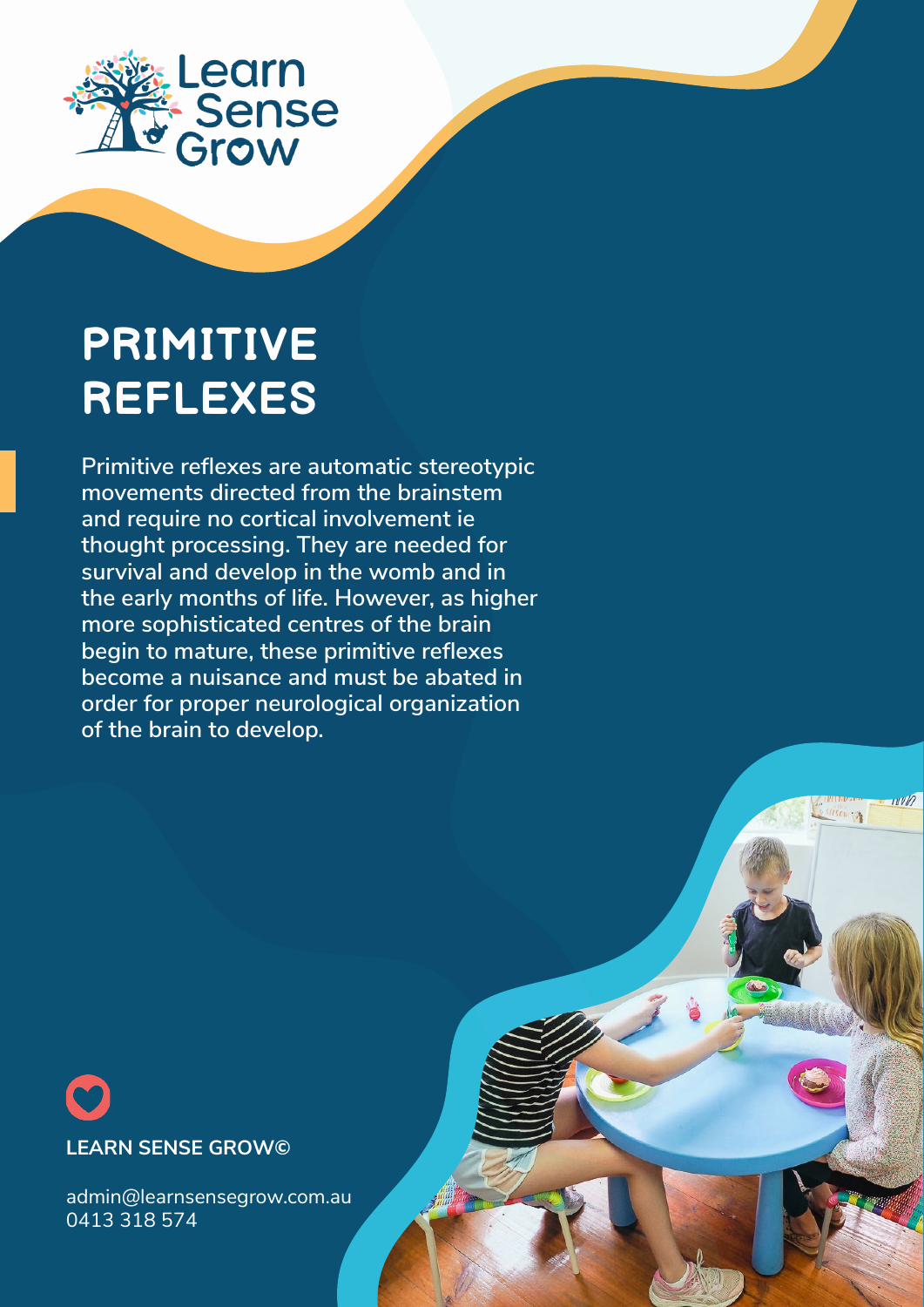Learn Sense Grow

# PRIMITIVE REFLEXES

Primitive reflexes are automatic stereotypic movements directed from the brainstem and require no cortical involvement ie thought processing. They are needed for survival and develop in the womb and in the early months of life. However, as higher more sophisticated centres of the brain begin to mature, these primitive reflexes become a nuisance and must be abated in order for proper neurological organization of the brain to develop.

**LEARN SENSE GROW©**

admin@learnsensegrow.com.au
0413 318 574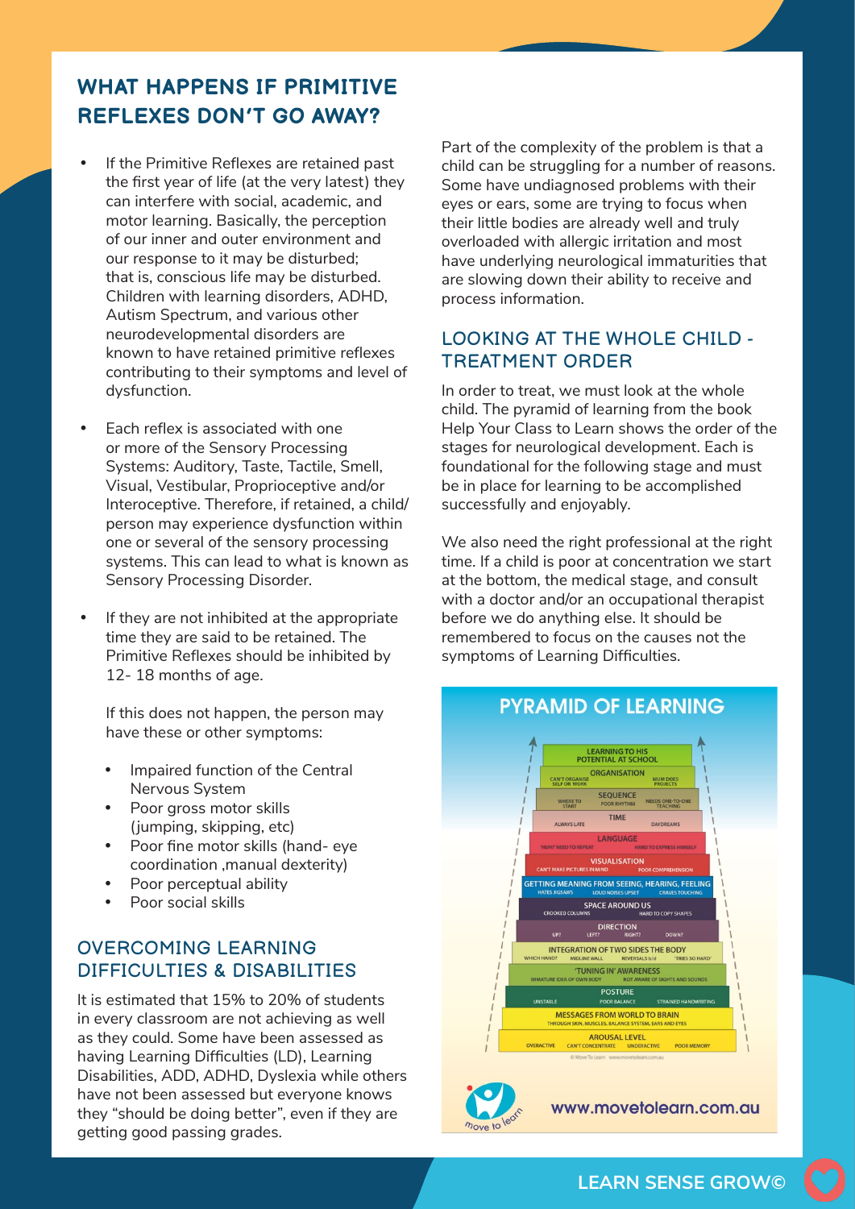## WHAT HAPPENS IF PRIMITIVE REFLEXES DON'T GO AWAY?

- If the Primitive Reflexes are retained past the first year of life (at the very latest) they can interfere with social, academic, and motor learning. Basically, the perception of our inner and outer environment and our response to it may be disturbed; that is, conscious life may be disturbed. Children with learning disorders, ADHD, Autism Spectrum, and various other neurodevelopmental disorders are known to have retained primitive reflexes contributing to their symptoms and level of dysfunction.
- Each reflex is associated with one or more of the Sensory Processing Systems: Auditory, Taste, Tactile, Smell, Visual, Vestibular, Proprioceptive and/or Interoceptive. Therefore, if retained, a child/ person may experience dysfunction within one or several of the sensory processing systems. This can lead to what is known as Sensory Processing Disorder.
- If they are not inhibited at the appropriate time they are said to be retained. The Primitive Reflexes should be inhibited by 12- 18 months of age.

  If this does not happen, the person may have these or other symptoms:

  - Impaired function of the Central Nervous System
  - Poor gross motor skills (jumping, skipping, etc)
  - Poor fine motor skills (hand- eye coordination ,manual dexterity)
  - Poor perceptual ability
  - Poor social skills

## OVERCOMING LEARNING DIFFICULTIES & DISABILITIES

It is estimated that 15% to 20% of students in every classroom are not achieving as well as they could. Some have been assessed as having Learning Difficulties (LD), Learning Disabilities, ADD, ADHD, Dyslexia while others have not been assessed but everyone knows they "should be doing better", even if they are getting good passing grades.

Part of the complexity of the problem is that a child can be struggling for a number of reasons. Some have undiagnosed problems with their eyes or ears, some are trying to focus when their little bodies are already well and truly overloaded with allergic irritation and most have underlying neurological immaturities that are slowing down their ability to receive and process information.

## LOOKING AT THE WHOLE CHILD - TREATMENT ORDER

In order to treat, we must look at the whole child. The pyramid of learning from the book Help Your Class to Learn shows the order of the stages for neurological development. Each is foundational for the following stage and must be in place for learning to be accomplished successfully and enjoyably.

We also need the right professional at the right time. If a child is poor at concentration we start at the bottom, the medical stage, and consult with a doctor and/or an occupational therapist before we do anything else. It should be remembered to focus on the causes not the symptoms of Learning Difficulties.

### PYRAMID OF LEARNING

- LEARNING TO HIS POTENTIAL AT SCHOOL
- ORGANISATION — CAN'T ORGANISE SELF OR WORK; MUM DOES PROJECTS
- SEQUENCE — WHERE TO START; POOR RHYTHM; NEEDS ONE-TO-ONE TEACHING
- TIME — ALWAYS LATE; DAYDREAMS
- LANGUAGE — 'HUH?' NEED TO REPEAT; HARD TO EXPRESS HIMSELF
- VISUALISATION — CAN'T MAKE PICTURES IN MIND; POOR COMPREHENSION
- GETTING MEANING FROM SEEING, HEARING, FEELING — HATES JIGSAWS; LOUD NOISES UPSET; CRAVES TOUCHING
- SPACE AROUND US — CROOKED COLUMNS; HARD TO COPY SHAPES
- DIRECTION — UP?; LEFT?; RIGHT?; DOWN?
- INTEGRATION OF TWO SIDES THE BODY — WHICH HAND?; MIDLINE WALL; REVERSALS b/d; 'TRIES SO HARD'
- 'TUNING IN' AWARENESS — IMMATURE IDEA OF OWN BODY; NOT AWARE OF SIGHTS AND SOUNDS
- POSTURE — UNSTABLE; POOR BALANCE; STRAINED HANDWRITING
- MESSAGES FROM WORLD TO BRAIN — THROUGH SKIN, MUSCLES, BALANCE SYSTEM, EARS AND EYES
- AROUSAL LEVEL — OVERACTIVE; CAN'T CONCENTRATE; UNDERACTIVE; POOR MEMORY

© Move To Learn www.movetolearn.com.au

www.movetolearn.com.au

LEARN SENSE GROW©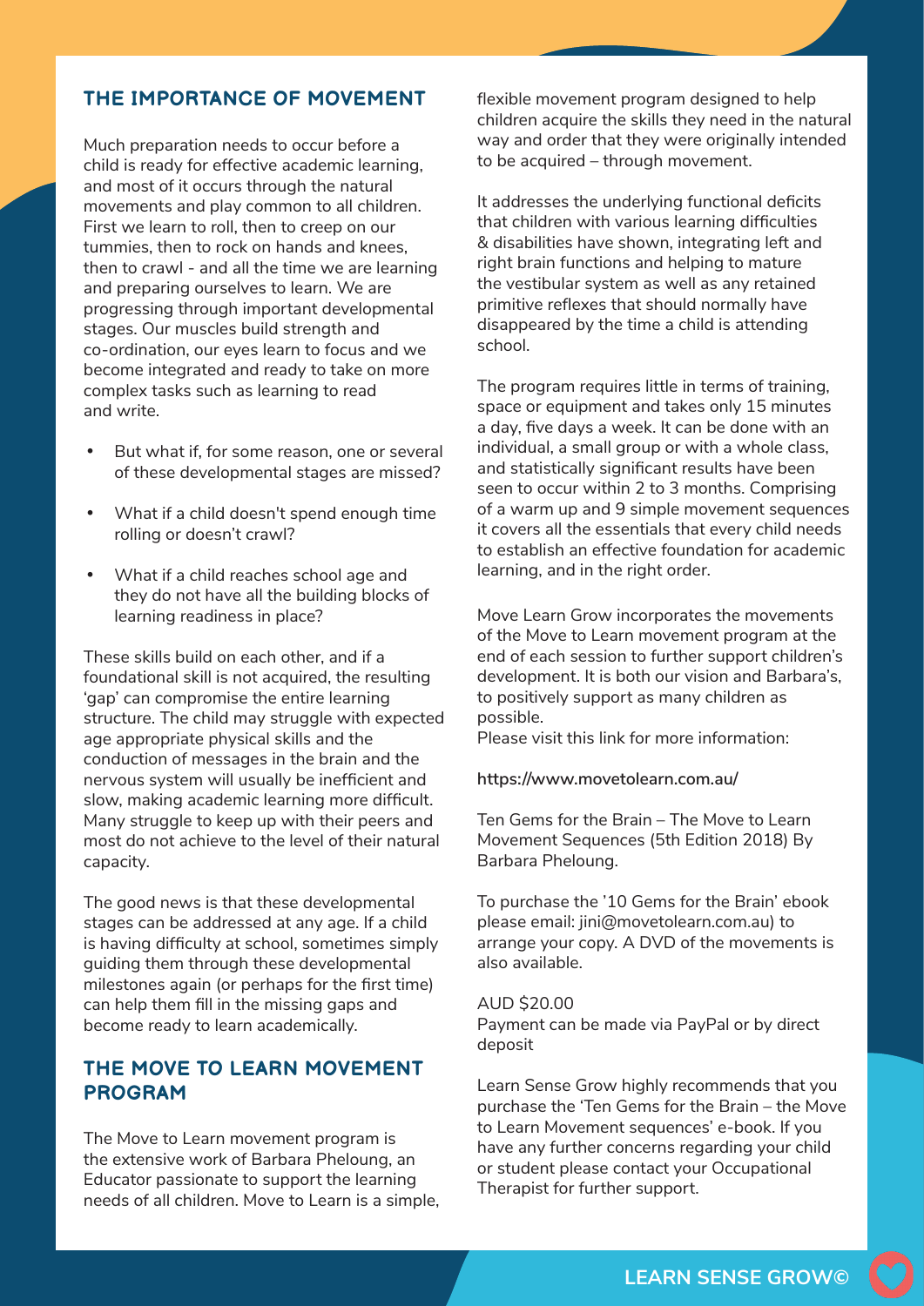## THE IMPORTANCE OF MOVEMENT

Much preparation needs to occur before a child is ready for effective academic learning, and most of it occurs through the natural movements and play common to all children. First we learn to roll, then to creep on our tummies, then to rock on hands and knees, then to crawl - and all the time we are learning and preparing ourselves to learn. We are progressing through important developmental stages. Our muscles build strength and co-ordination, our eyes learn to focus and we become integrated and ready to take on more complex tasks such as learning to read and write.

- But what if, for some reason, one or several of these developmental stages are missed?
- What if a child doesn't spend enough time rolling or doesn't crawl?
- What if a child reaches school age and they do not have all the building blocks of learning readiness in place?

These skills build on each other, and if a foundational skill is not acquired, the resulting 'gap' can compromise the entire learning structure. The child may struggle with expected age appropriate physical skills and the conduction of messages in the brain and the nervous system will usually be inefficient and slow, making academic learning more difficult. Many struggle to keep up with their peers and most do not achieve to the level of their natural capacity.

The good news is that these developmental stages can be addressed at any age. If a child is having difficulty at school, sometimes simply guiding them through these developmental milestones again (or perhaps for the first time) can help them fill in the missing gaps and become ready to learn academically.

## THE MOVE TO LEARN MOVEMENT PROGRAM

The Move to Learn movement program is the extensive work of Barbara Pheloung, an Educator passionate to support the learning needs of all children. Move to Learn is a simple, flexible movement program designed to help children acquire the skills they need in the natural way and order that they were originally intended to be acquired – through movement.

It addresses the underlying functional deficits that children with various learning difficulties & disabilities have shown, integrating left and right brain functions and helping to mature the vestibular system as well as any retained primitive reflexes that should normally have disappeared by the time a child is attending school.

The program requires little in terms of training, space or equipment and takes only 15 minutes a day, five days a week. It can be done with an individual, a small group or with a whole class, and statistically significant results have been seen to occur within 2 to 3 months. Comprising of a warm up and 9 simple movement sequences it covers all the essentials that every child needs to establish an effective foundation for academic learning, and in the right order.

Move Learn Grow incorporates the movements of the Move to Learn movement program at the end of each session to further support children's development. It is both our vision and Barbara's, to positively support as many children as possible.
Please visit this link for more information:

**https://www.movetolearn.com.au/**

Ten Gems for the Brain – The Move to Learn Movement Sequences (5th Edition 2018) By Barbara Pheloung.

To purchase the '10 Gems for the Brain' ebook please email: jini@movetolearn.com.au) to arrange your copy. A DVD of the movements is also available.

AUD $20.00
Payment can be made via PayPal or by direct deposit

Learn Sense Grow highly recommends that you purchase the 'Ten Gems for the Brain – the Move to Learn Movement sequences' e-book. If you have any further concerns regarding your child or student please contact your Occupational Therapist for further support.